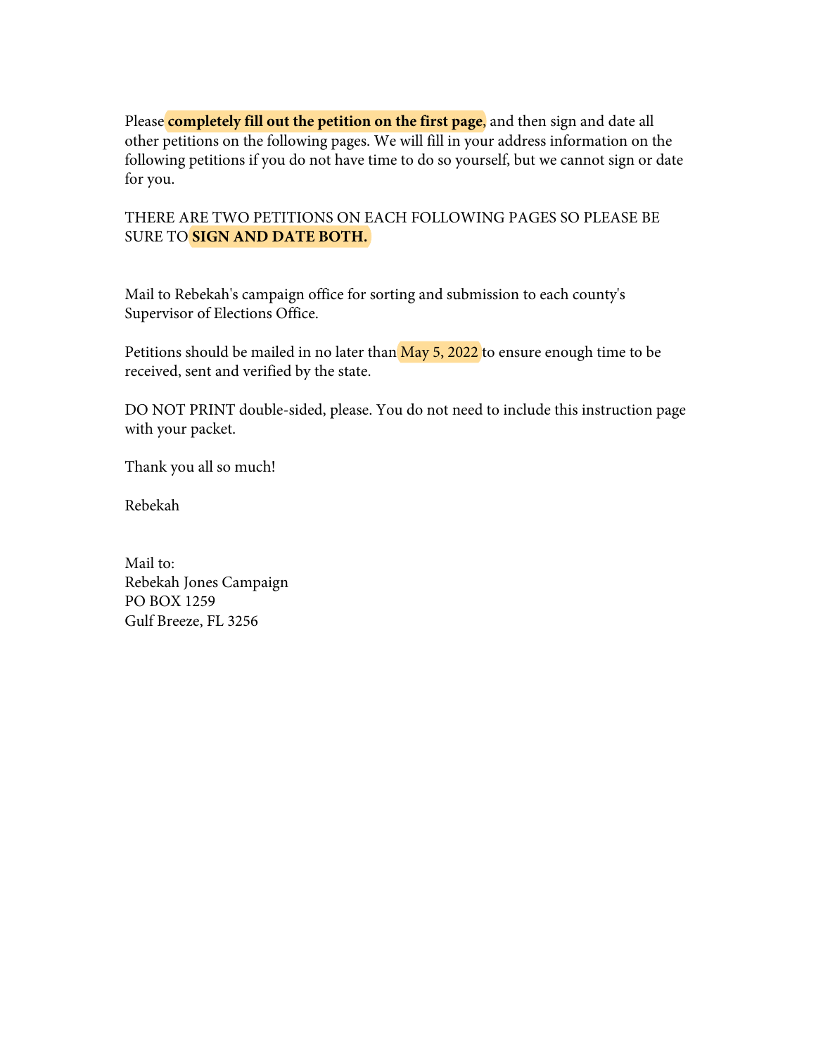Please **completely fill out the petition on the first page,** and then sign and date all other petitions on the following pages. We will fill in your address information on the following petitions if you do not have time to do so yourself, but we cannot sign or date for you.

THERE ARE TWO PETITIONS ON EACH FOLLOWING PAGES SO PLEASE BE SURE TO **SIGN AND DATE BOTH.**

Mail to Rebekah's campaign office for sorting and submission to each county's Supervisor of Elections Office.

Petitions should be mailed in no later than May 5, 2022 to ensure enough time to be received, sent and verified by the state.

DO NOT PRINT double-sided, please. You do not need to include this instruction page with your packet.

Thank you all so much!

Rebekah

Mail to:
Rebekah Jones Campaign
PO BOX 1259
Gulf Breeze, FL 3256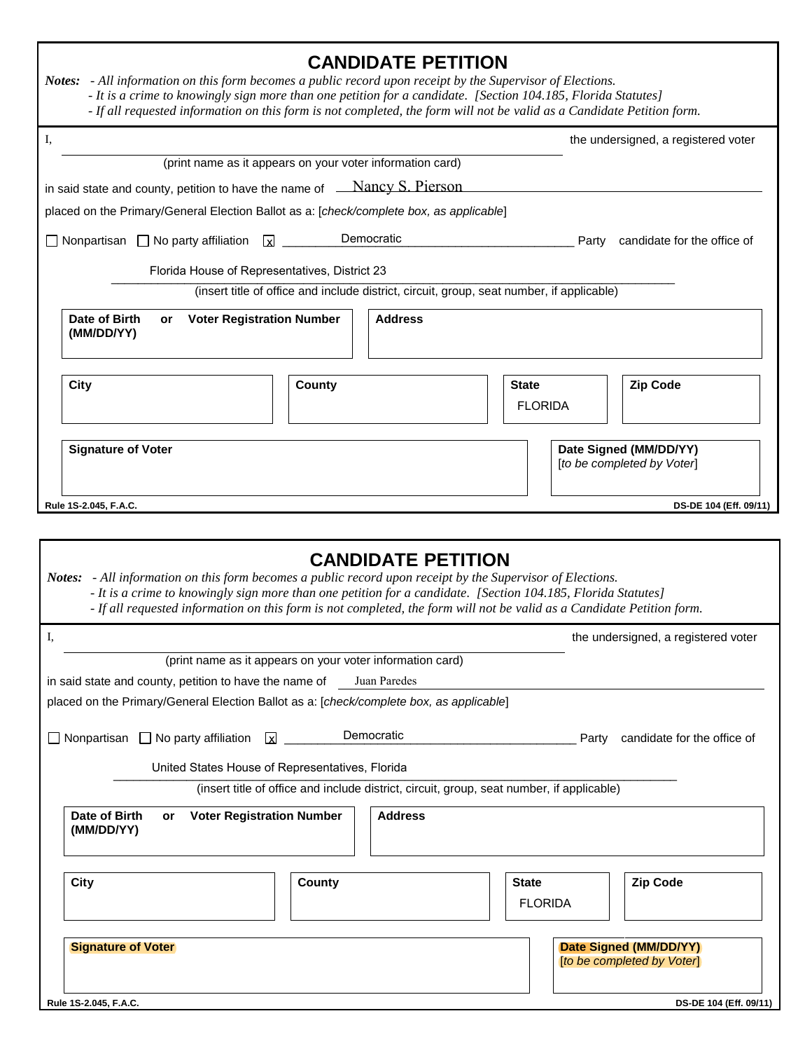# CANDIDATE PETITION

***Notes:*** *- All information on this form becomes a public record upon receipt by the Supervisor of Elections.*
*- It is a crime to knowingly sign more than one petition for a candidate. [Section 104.185, Florida Statutes]*
*- If all requested information on this form is not completed, the form will not be valid as a Candidate Petition form.*

I, ______________________________ the undersigned, a registered voter
(print name as it appears on your voter information card)

in said state and county, petition to have the name of Nancy S. Pierson

placed on the Primary/General Election Ballot as a: [*check/complete box, as applicable*]

☐ Nonpartisan ☐ No party affiliation ☒ Democratic Party candidate for the office of

Florida House of Representatives, District 23
(insert title of office and include district, circuit, group, seat number, if applicable)

| **Date of Birth (MM/DD/YY) or Voter Registration Number** | **Address** | | |
|---|---|---|---|
| | | | |
| **City** | **County** | **State** | **Zip Code** |
| | | FLORIDA | |
| **Signature of Voter** | | **Date Signed (MM/DD/YY)** [*to be completed by Voter*] | |
| | | | |

**Rule 1S-2.045, F.A.C.** **DS-DE 104 (Eff. 09/11)**

# CANDIDATE PETITION

***Notes:*** *- All information on this form becomes a public record upon receipt by the Supervisor of Elections.*
*- It is a crime to knowingly sign more than one petition for a candidate. [Section 104.185, Florida Statutes]*
*- If all requested information on this form is not completed, the form will not be valid as a Candidate Petition form.*

I, ______________________________ the undersigned, a registered voter
(print name as it appears on your voter information card)

in said state and county, petition to have the name of Juan Paredes

placed on the Primary/General Election Ballot as a: [*check/complete box, as applicable*]

☐ Nonpartisan ☐ No party affiliation ☒ Democratic Party candidate for the office of

United States House of Representatives, Florida
(insert title of office and include district, circuit, group, seat number, if applicable)

| **Date of Birth (MM/DD/YY) or Voter Registration Number** | **Address** | | |
|---|---|---|---|
| | | | |
| **City** | **County** | **State** | **Zip Code** |
| | | FLORIDA | |
| **Signature of Voter** | | **Date Signed (MM/DD/YY)** [*to be completed by Voter*] | |
| | | | |

**Rule 1S-2.045, F.A.C.** **DS-DE 104 (Eff. 09/11)**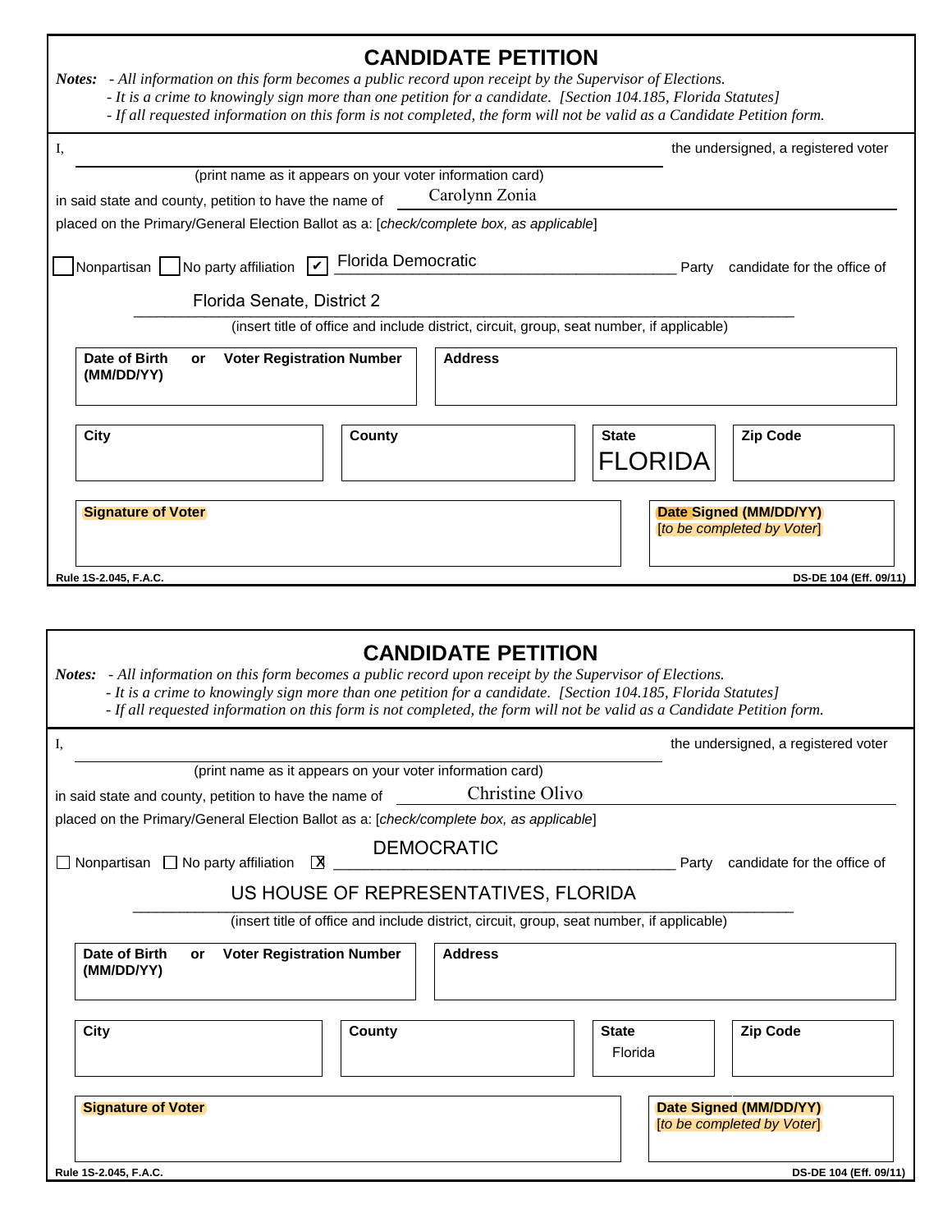# CANDIDATE PETITION

***Notes:*** *- All information on this form becomes a public record upon receipt by the Supervisor of Elections.*
*- It is a crime to knowingly sign more than one petition for a candidate. [Section 104.185, Florida Statutes]*
*- If all requested information on this form is not completed, the form will not be valid as a Candidate Petition form.*

I, ______________________________________________ the undersigned, a registered voter
(print name as it appears on your voter information card)

in said state and county, petition to have the name of Carolynn Zonia

placed on the Primary/General Election Ballot as a: [*check/complete box, as applicable*]

☐ Nonpartisan ☐ No party affiliation ☑ Florida Democratic Party candidate for the office of

Florida Senate, District 2
(insert title of office and include district, circuit, group, seat number, if applicable)

| **Date of Birth (MM/DD/YY) or Voter Registration Number** | **Address** | | |
|---|---|---|---|
| | | | |
| **City** | **County** | **State** | **Zip Code** |
| | | FLORIDA | |
| **Signature of Voter** | | **Date Signed (MM/DD/YY)** [*to be completed by Voter*] | |
| | | | |

Rule 1S-2.045, F.A.C. DS-DE 104 (Eff. 09/11)

# CANDIDATE PETITION

***Notes:*** *- All information on this form becomes a public record upon receipt by the Supervisor of Elections.*
*- It is a crime to knowingly sign more than one petition for a candidate. [Section 104.185, Florida Statutes]*
*- If all requested information on this form is not completed, the form will not be valid as a Candidate Petition form.*

I, ______________________________________________ the undersigned, a registered voter
(print name as it appears on your voter information card)

in said state and county, petition to have the name of Christine Olivo

placed on the Primary/General Election Ballot as a: [*check/complete box, as applicable*]

☐ Nonpartisan ☐ No party affiliation ☒ DEMOCRATIC Party candidate for the office of

US HOUSE OF REPRESENTATIVES, FLORIDA
(insert title of office and include district, circuit, group, seat number, if applicable)

| **Date of Birth (MM/DD/YY) or Voter Registration Number** | **Address** | | |
|---|---|---|---|
| | | | |
| **City** | **County** | **State** | **Zip Code** |
| | | Florida | |
| **Signature of Voter** | | **Date Signed (MM/DD/YY)** [*to be completed by Voter*] | |
| | | | |

Rule 1S-2.045, F.A.C. DS-DE 104 (Eff. 09/11)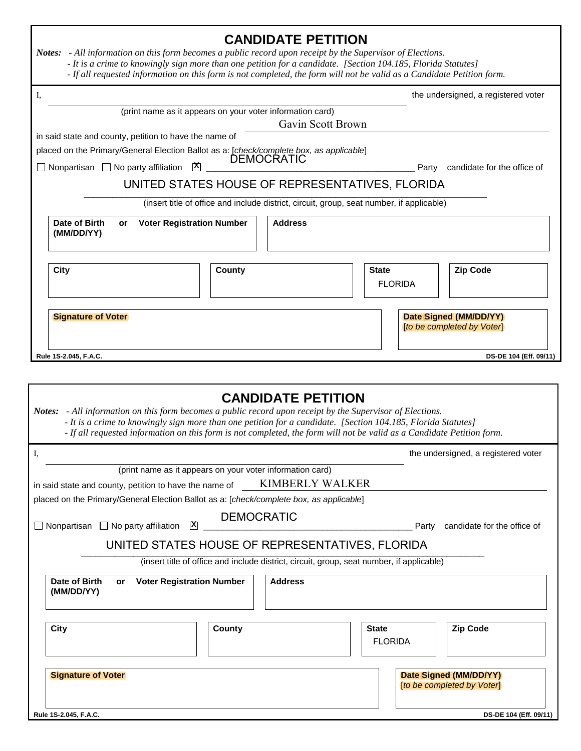# CANDIDATE PETITION

***Notes:*** *- All information on this form becomes a public record upon receipt by the Supervisor of Elections.*
*- It is a crime to knowingly sign more than one petition for a candidate. [Section 104.185, Florida Statutes]*
*- If all requested information on this form is not completed, the form will not be valid as a Candidate Petition form.*

I, ______________________________________________ the undersigned, a registered voter
(print name as it appears on your voter information card)

in said state and county, petition to have the name of Gavin Scott Brown

placed on the Primary/General Election Ballot as a: [*check/complete box, as applicable*]

☐ Nonpartisan ☐ No party affiliation ☒ DEMOCRATIC Party candidate for the office of

UNITED STATES HOUSE OF REPRESENTATIVES, FLORIDA
(insert title of office and include district, circuit, group, seat number, if applicable)

| **Date of Birth (MM/DD/YY)** or **Voter Registration Number** | **Address** |
|---|---|
| | |

| **City** | **County** | **State** | **Zip Code** |
|---|---|---|---|
| | | FLORIDA | |

| **Signature of Voter** | **Date Signed (MM/DD/YY)** [*to be completed by Voter*] |
|---|---|
| | |

**Rule 1S-2.045, F.A.C.** **DS-DE 104 (Eff. 09/11)**

---

# CANDIDATE PETITION

***Notes:*** *- All information on this form becomes a public record upon receipt by the Supervisor of Elections.*
*- It is a crime to knowingly sign more than one petition for a candidate. [Section 104.185, Florida Statutes]*
*- If all requested information on this form is not completed, the form will not be valid as a Candidate Petition form.*

I, ______________________________________________ the undersigned, a registered voter
(print name as it appears on your voter information card)

in said state and county, petition to have the name of KIMBERLY WALKER

placed on the Primary/General Election Ballot as a: [*check/complete box, as applicable*]

☐ Nonpartisan ☐ No party affiliation ☒ DEMOCRATIC Party candidate for the office of

UNITED STATES HOUSE OF REPRESENTATIVES, FLORIDA
(insert title of office and include district, circuit, group, seat number, if applicable)

| **Date of Birth (MM/DD/YY)** or **Voter Registration Number** | **Address** |
|---|---|
| | |

| **City** | **County** | **State** | **Zip Code** |
|---|---|---|---|
| | | FLORIDA | |

| **Signature of Voter** | **Date Signed (MM/DD/YY)** [*to be completed by Voter*] |
|---|---|
| | |

**Rule 1S-2.045, F.A.C.** **DS-DE 104 (Eff. 09/11)**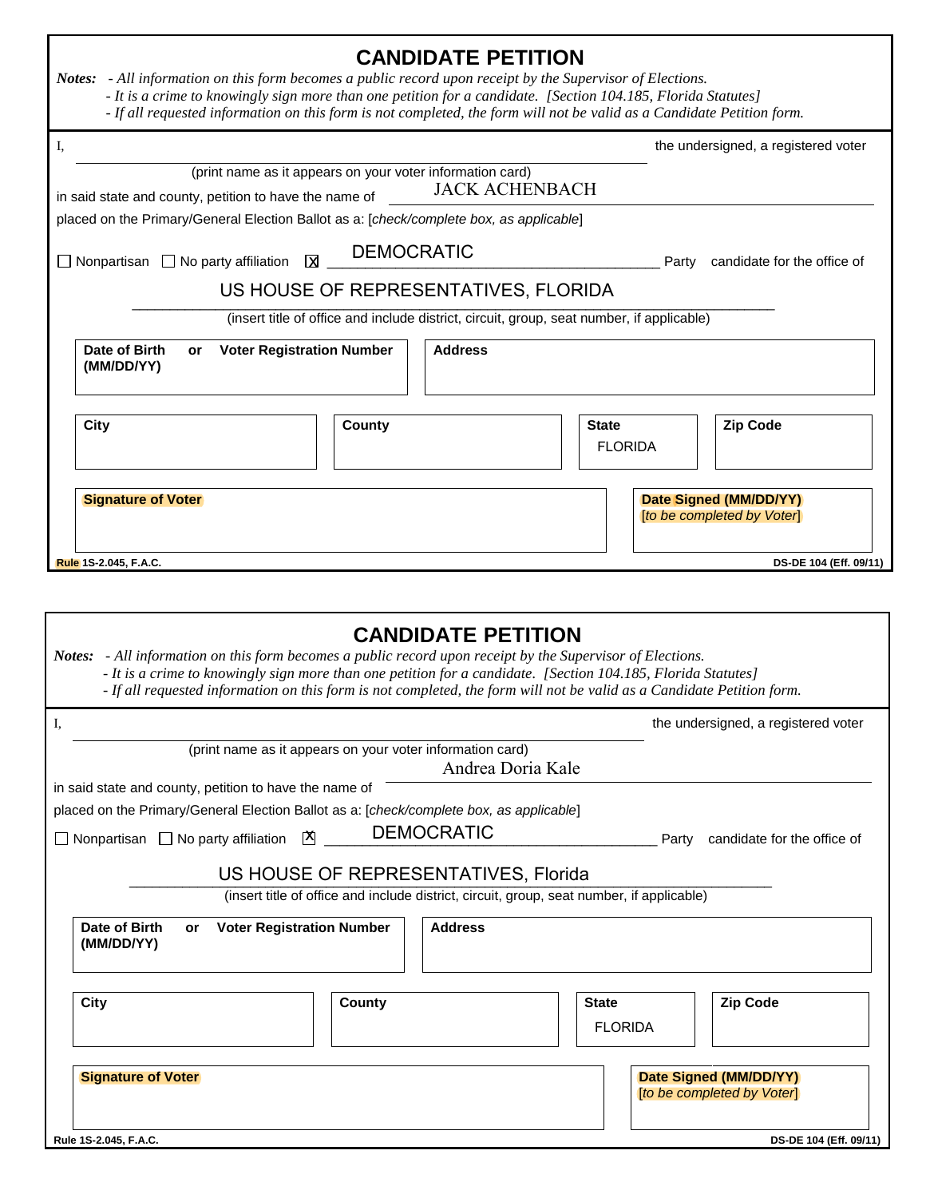# CANDIDATE PETITION

*Notes:* *- All information on this form becomes a public record upon receipt by the Supervisor of Elections.*
*- It is a crime to knowingly sign more than one petition for a candidate. [Section 104.185, Florida Statutes]*
*- If all requested information on this form is not completed, the form will not be valid as a Candidate Petition form.*

I, ______________________________________________ the undersigned, a registered voter

(print name as it appears on your voter information card)

in said state and county, petition to have the name of JACK ACHENBACH

placed on the Primary/General Election Ballot as a: [*check/complete box, as applicable*]

☐ Nonpartisan ☐ No party affiliation ☒ DEMOCRATIC Party candidate for the office of

US HOUSE OF REPRESENTATIVES, FLORIDA

(insert title of office and include district, circuit, group, seat number, if applicable)

| **Date of Birth (MM/DD/YY) or Voter Registration Number** | **Address** |
|---|---|
| | |

| **City** | **County** | **State** | **Zip Code** |
|---|---|---|---|
| | | FLORIDA | |

| **Signature of Voter** | **Date Signed (MM/DD/YY)** [*to be completed by Voter*] |
|---|---|
| | |

**Rule 1S-2.045, F.A.C.** **DS-DE 104 (Eff. 09/11)**

# CANDIDATE PETITION

*Notes:* *- All information on this form becomes a public record upon receipt by the Supervisor of Elections.*
*- It is a crime to knowingly sign more than one petition for a candidate. [Section 104.185, Florida Statutes]*
*- If all requested information on this form is not completed, the form will not be valid as a Candidate Petition form.*

I, ______________________________________________ the undersigned, a registered voter

(print name as it appears on your voter information card)

in said state and county, petition to have the name of Andrea Doria Kale

placed on the Primary/General Election Ballot as a: [*check/complete box, as applicable*]

☐ Nonpartisan ☐ No party affiliation ☒ DEMOCRATIC Party candidate for the office of

US HOUSE OF REPRESENTATIVES, Florida

(insert title of office and include district, circuit, group, seat number, if applicable)

| **Date of Birth (MM/DD/YY) or Voter Registration Number** | **Address** |
|---|---|
| | |

| **City** | **County** | **State** | **Zip Code** |
|---|---|---|---|
| | | FLORIDA | |

| **Signature of Voter** | **Date Signed (MM/DD/YY)** [*to be completed by Voter*] |
|---|---|
| | |

**Rule 1S-2.045, F.A.C.** **DS-DE 104 (Eff. 09/11)**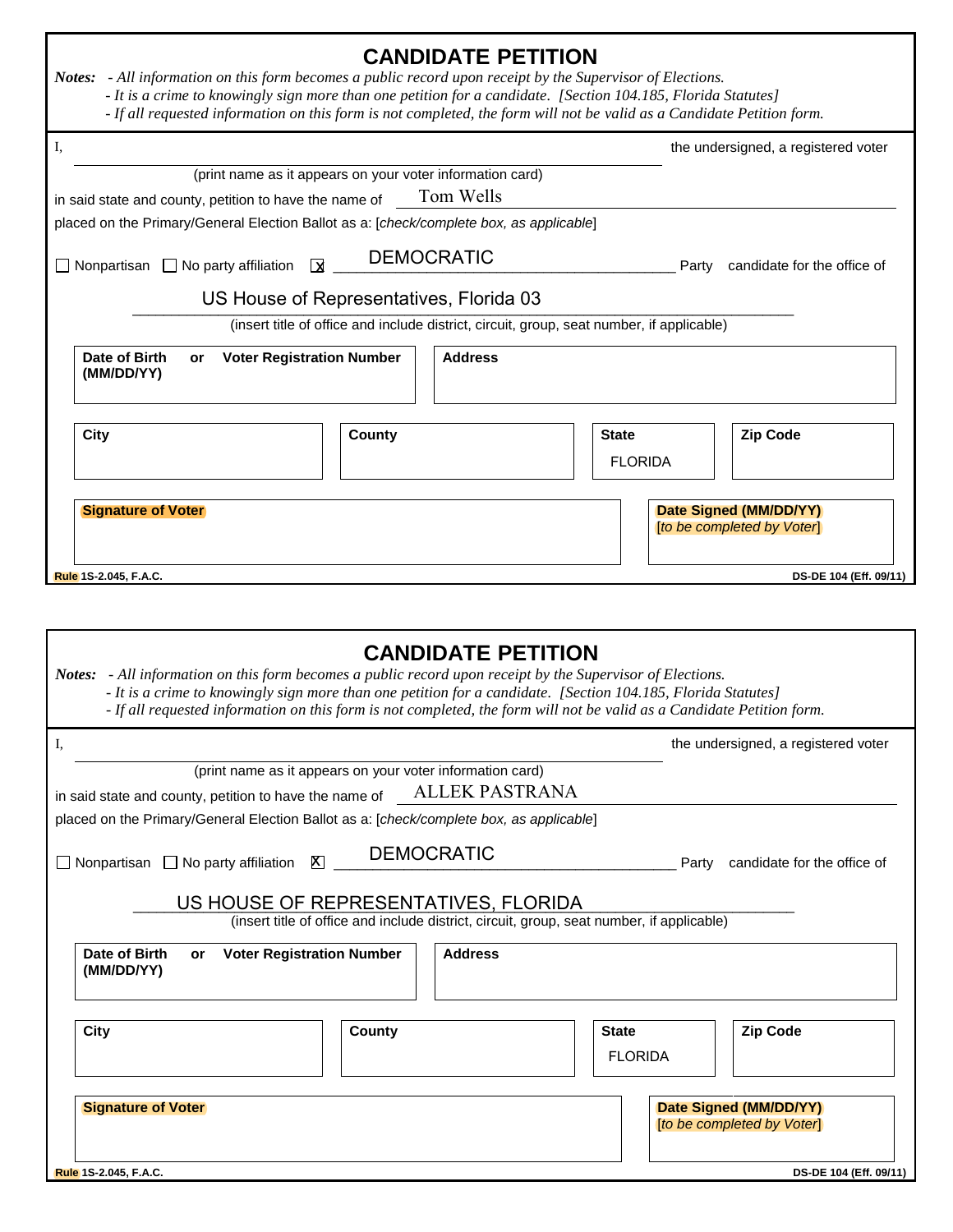# CANDIDATE PETITION

***Notes:*** *- All information on this form becomes a public record upon receipt by the Supervisor of Elections.*
*- It is a crime to knowingly sign more than one petition for a candidate. [Section 104.185, Florida Statutes]*
*- If all requested information on this form is not completed, the form will not be valid as a Candidate Petition form.*

I, ______________________________________________ the undersigned, a registered voter
(print name as it appears on your voter information card)

in said state and county, petition to have the name of Tom Wells

placed on the Primary/General Election Ballot as a: [*check/complete box, as applicable*]

☐ Nonpartisan ☐ No party affiliation ☒ DEMOCRATIC Party candidate for the office of

US House of Representatives, Florida 03
(insert title of office and include district, circuit, group, seat number, if applicable)

| **Date of Birth (MM/DD/YY)** or **Voter Registration Number** | **Address** |
|---|---|
| | |

| **City** | **County** | **State** | **Zip Code** |
|---|---|---|---|
| | | FLORIDA | |

| **Signature of Voter** | **Date Signed (MM/DD/YY)** [*to be completed by Voter*] |
|---|---|
| | |

**Rule 1S-2.045, F.A.C.** **DS-DE 104 (Eff. 09/11)**

# CANDIDATE PETITION

***Notes:*** *- All information on this form becomes a public record upon receipt by the Supervisor of Elections.*
*- It is a crime to knowingly sign more than one petition for a candidate. [Section 104.185, Florida Statutes]*
*- If all requested information on this form is not completed, the form will not be valid as a Candidate Petition form.*

I, ______________________________________________ the undersigned, a registered voter
(print name as it appears on your voter information card)

in said state and county, petition to have the name of ALLEK PASTRANA

placed on the Primary/General Election Ballot as a: [*check/complete box, as applicable*]

☐ Nonpartisan ☐ No party affiliation ☒ DEMOCRATIC Party candidate for the office of

US HOUSE OF REPRESENTATIVES, FLORIDA
(insert title of office and include district, circuit, group, seat number, if applicable)

| **Date of Birth (MM/DD/YY)** or **Voter Registration Number** | **Address** |
|---|---|
| | |

| **City** | **County** | **State** | **Zip Code** |
|---|---|---|---|
| | | FLORIDA | |

| **Signature of Voter** | **Date Signed (MM/DD/YY)** [*to be completed by Voter*] |
|---|---|
| | |

**Rule 1S-2.045, F.A.C.** **DS-DE 104 (Eff. 09/11)**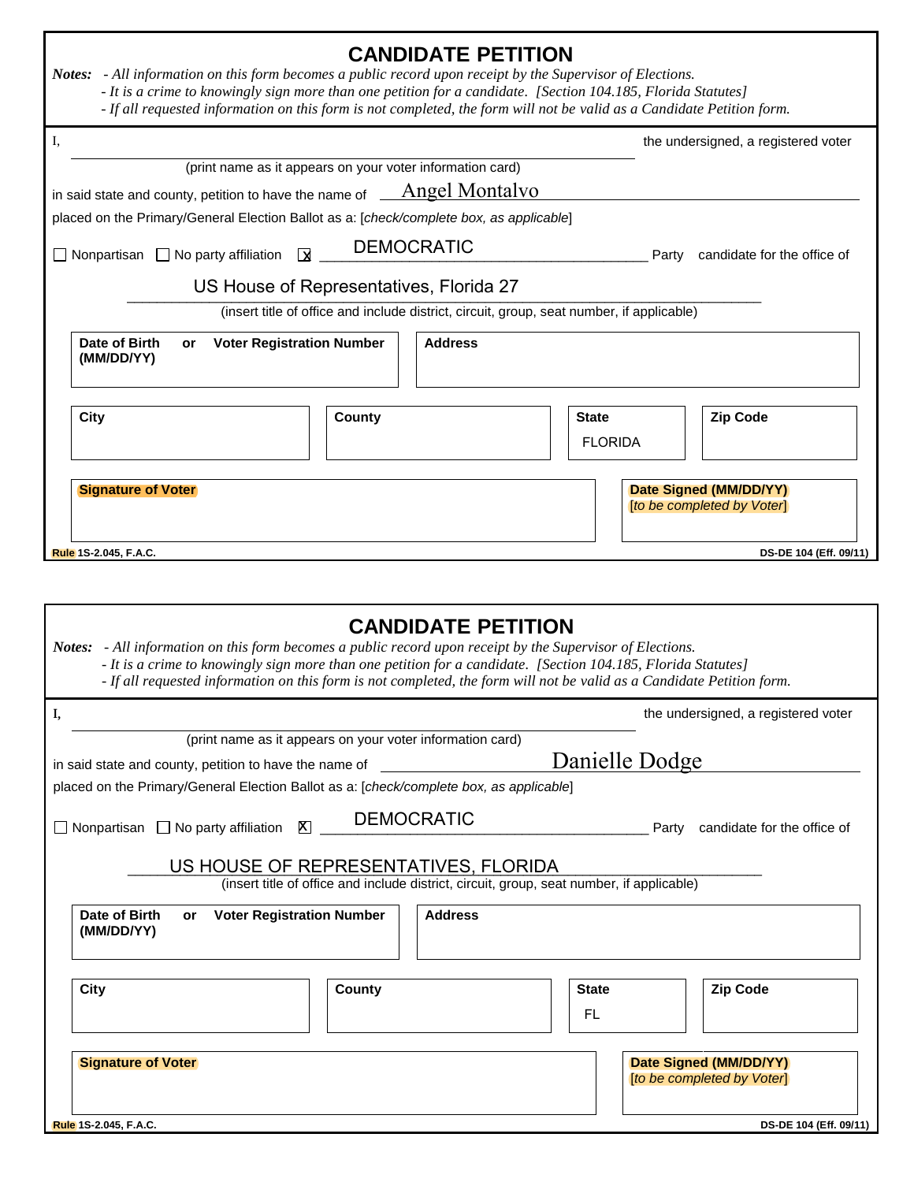# CANDIDATE PETITION

*Notes:* - *All information on this form becomes a public record upon receipt by the Supervisor of Elections.*
- *It is a crime to knowingly sign more than one petition for a candidate. [Section 104.185, Florida Statutes]*
- *If all requested information on this form is not completed, the form will not be valid as a Candidate Petition form.*

I, ______________________________ the undersigned, a registered voter
(print name as it appears on your voter information card)

in said state and county, petition to have the name of Angel Montalvo

placed on the Primary/General Election Ballot as a: [*check/complete box, as applicable*]

☐ Nonpartisan ☐ No party affiliation ☒ DEMOCRATIC Party candidate for the office of

US House of Representatives, Florida 27
(insert title of office and include district, circuit, group, seat number, if applicable)

| Date of Birth (MM/DD/YY) or Voter Registration Number | Address |
|---|---|
| | |

| City | County | State | Zip Code |
|---|---|---|---|
| | | FLORIDA | |

| Signature of Voter | Date Signed (MM/DD/YY) [*to be completed by Voter*] |
|---|---|
| | |

**Rule 1S-2.045, F.A.C.** **DS-DE 104 (Eff. 09/11)**

# CANDIDATE PETITION

*Notes:* - *All information on this form becomes a public record upon receipt by the Supervisor of Elections.*
- *It is a crime to knowingly sign more than one petition for a candidate. [Section 104.185, Florida Statutes]*
- *If all requested information on this form is not completed, the form will not be valid as a Candidate Petition form.*

I, ______________________________ the undersigned, a registered voter
(print name as it appears on your voter information card)

in said state and county, petition to have the name of Danielle Dodge

placed on the Primary/General Election Ballot as a: [*check/complete box, as applicable*]

☐ Nonpartisan ☐ No party affiliation ☒ DEMOCRATIC Party candidate for the office of

US HOUSE OF REPRESENTATIVES, FLORIDA
(insert title of office and include district, circuit, group, seat number, if applicable)

| Date of Birth (MM/DD/YY) or Voter Registration Number | Address |
|---|---|
| | |

| City | County | State | Zip Code |
|---|---|---|---|
| | | FL | |

| Signature of Voter | Date Signed (MM/DD/YY) [*to be completed by Voter*] |
|---|---|
| | |

**Rule 1S-2.045, F.A.C.** **DS-DE 104 (Eff. 09/11)**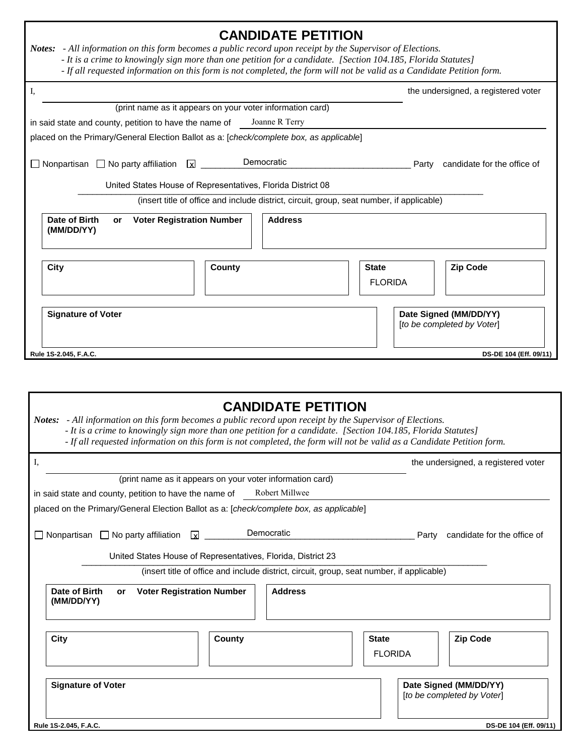# CANDIDATE PETITION

***Notes:*** *- All information on this form becomes a public record upon receipt by the Supervisor of Elections.*
*- It is a crime to knowingly sign more than one petition for a candidate. [Section 104.185, Florida Statutes]*
*- If all requested information on this form is not completed, the form will not be valid as a Candidate Petition form.*

I, ______________________________________________ the undersigned, a registered voter
(print name as it appears on your voter information card)

in said state and county, petition to have the name of Joanne R Terry

placed on the Primary/General Election Ballot as a: [*check/complete box, as applicable*]

☐ Nonpartisan ☐ No party affiliation ☒ Democratic Party candidate for the office of

United States House of Representatives, Florida District 08
(insert title of office and include district, circuit, group, seat number, if applicable)

| **Date of Birth (MM/DD/YY) or Voter Registration Number** | **Address** |
|---|---|
| | |

| **City** | **County** | **State** | **Zip Code** |
|---|---|---|---|
| | | FLORIDA | |

| **Signature of Voter** | **Date Signed (MM/DD/YY)** [*to be completed by Voter*] |
|---|---|
| | |

**Rule 1S-2.045, F.A.C.** **DS-DE 104 (Eff. 09/11)**

# CANDIDATE PETITION

***Notes:*** *- All information on this form becomes a public record upon receipt by the Supervisor of Elections.*
*- It is a crime to knowingly sign more than one petition for a candidate. [Section 104.185, Florida Statutes]*
*- If all requested information on this form is not completed, the form will not be valid as a Candidate Petition form.*

I, ______________________________________________ the undersigned, a registered voter
(print name as it appears on your voter information card)

in said state and county, petition to have the name of Robert Millwee

placed on the Primary/General Election Ballot as a: [*check/complete box, as applicable*]

☐ Nonpartisan ☐ No party affiliation ☒ Democratic Party candidate for the office of

United States House of Representatives, Florida, District 23
(insert title of office and include district, circuit, group, seat number, if applicable)

| **Date of Birth (MM/DD/YY) or Voter Registration Number** | **Address** |
|---|---|
| | |

| **City** | **County** | **State** | **Zip Code** |
|---|---|---|---|
| | | FLORIDA | |

| **Signature of Voter** | **Date Signed (MM/DD/YY)** [*to be completed by Voter*] |
|---|---|
| | |

**Rule 1S-2.045, F.A.C.** **DS-DE 104 (Eff. 09/11)**